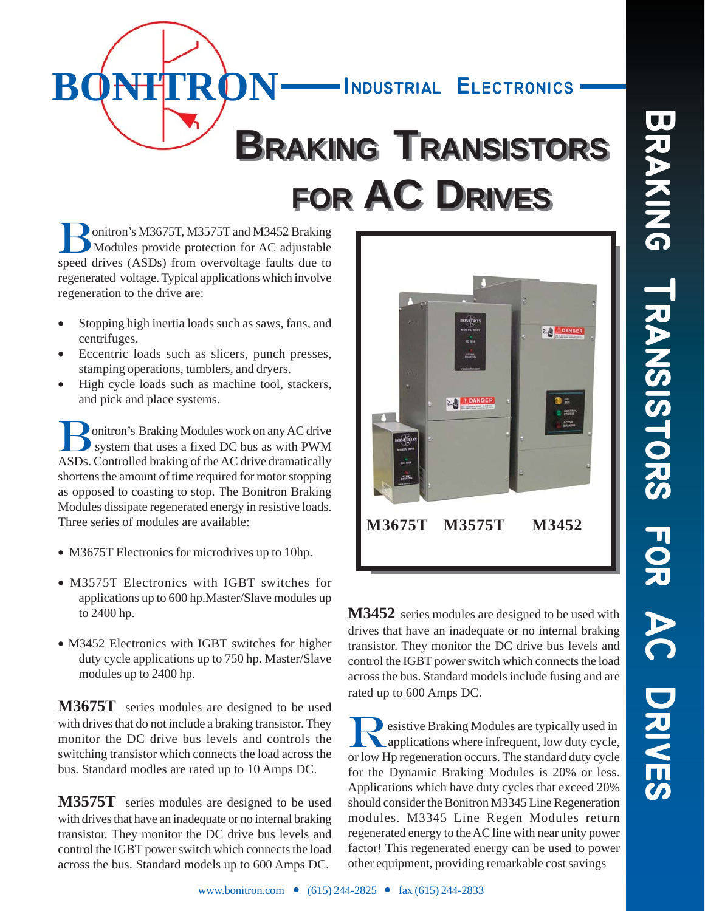# BONITRON — INDUSTRIAL ELECTRONICS

# BRAKING TRANSISTORS FOR AC DRIVES

Bonitron's M3675T, M3575T and M3452 Braking Modules provide protection for AC adjustable speed drives (ASDs) from overvoltage faults due to regenerated voltage. Typical applications which involve regeneration to the drive are:

- Stopping high inertia loads such as saws, fans, and centrifuges.
- Eccentric loads such as slicers, punch presses, stamping operations, tumblers, and dryers.
- High cycle loads such as machine tool, stackers, and pick and place systems.

Bonitron's Braking Modules work on any AC drive system that uses a fixed DC bus as with PWM ASDs. Controlled braking of the AC drive dramatically shortens the amount of time required for motor stopping as opposed to coasting to stop. The Bonitron Braking Modules dissipate regenerated energy in resistive loads. Three series of modules are available:

- M3675T Electronics for microdrives up to 10hp.
- M3575T Electronics with IGBT switches for applications up to 600 hp.Master/Slave modules up to 2400 hp.
- M3452 Electronics with IGBT switches for higher duty cycle applications up to 750 hp. Master/Slave modules up to 2400 hp.

**M3675T** series modules are designed to be used with drives that do not include a braking transistor. They monitor the DC drive bus levels and controls the switching transistor which connects the load across the bus. Standard modles are rated up to 10 Amps DC.

**M3575T** series modules are designed to be used with drives that have an inadequate or no internal braking transistor. They monitor the DC drive bus levels and control the IGBT power switch which connects the load across the bus. Standard models up to 600 Amps DC.

M3675T M3575T M3452

**M3452** series modules are designed to be used with drives that have an inadequate or no internal braking transistor. They monitor the DC drive bus levels and control the IGBT power switch which connects the load across the bus. Standard models include fusing and are rated up to 600 Amps DC.

Resistive Braking Modules are typically used in applications where infrequent, low duty cycle, or low Hp regeneration occurs. The standard duty cycle for the Dynamic Braking Modules is 20% or less. Applications which have duty cycles that exceed 20% should consider the Bonitron M3345 Line Regeneration modules. M3345 Line Regen Modules return regenerated energy to the AC line with near unity power factor! This regenerated energy can be used to power other equipment, providing remarkable cost savings

www.bonitron.com • (615) 244-2825 • fax (615) 244-2833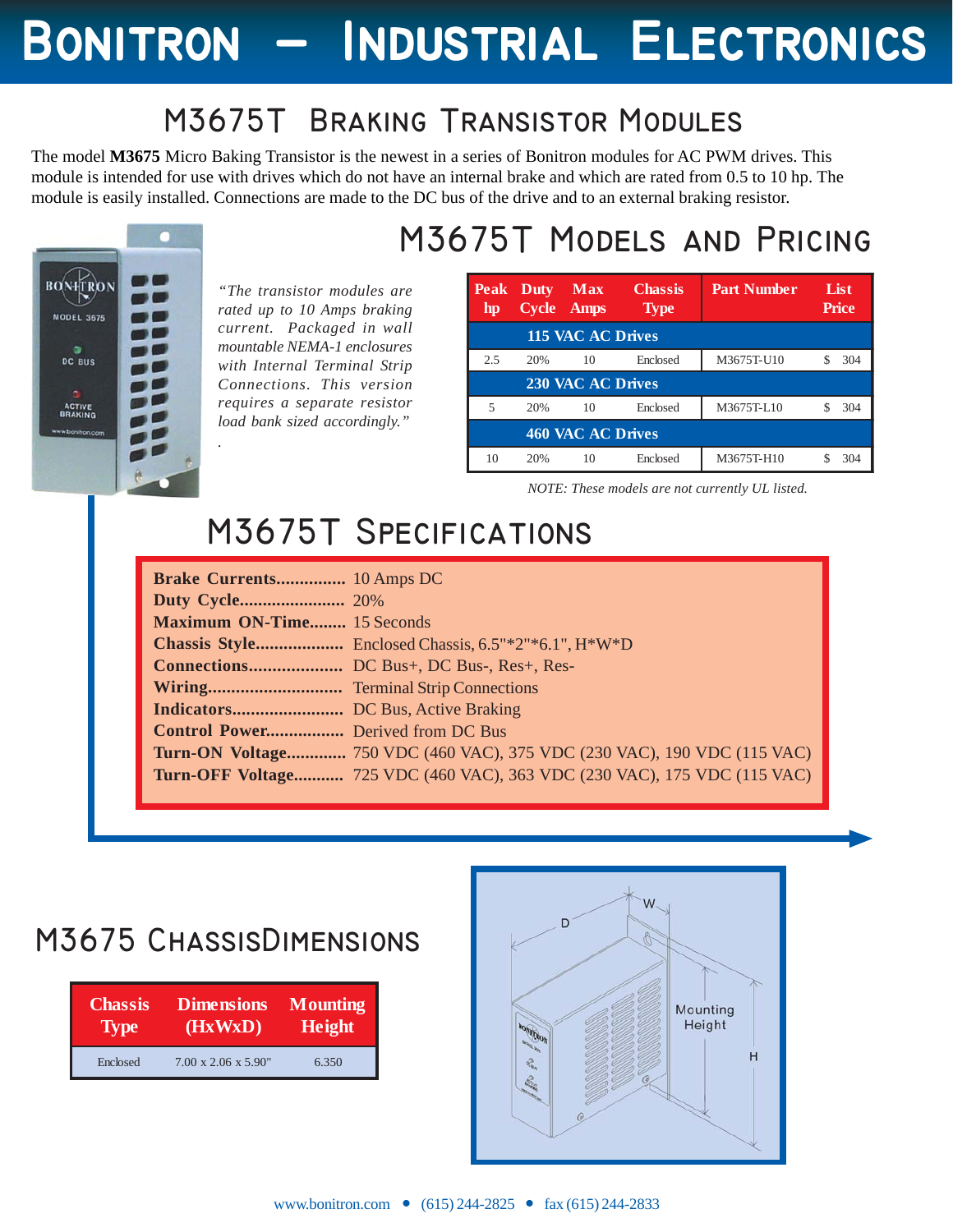# Bonitron – Industrial Electronics

## M3675T Braking Transistor Modules

The model **M3675** Micro Baking Transistor is the newest in a series of Bonitron modules for AC PWM drives. This module is intended for use with drives which do not have an internal brake and which are rated from 0.5 to 10 hp. The module is easily installed. Connections are made to the DC bus of the drive and to an external braking resistor.

*"The transistor modules are rated up to 10 Amps braking current. Packaged in wall mountable NEMA-1 enclosures with Internal Terminal Strip Connections. This version requires a separate resistor load bank sized accordingly."*

## M3675T Models and Pricing

| Peak hp | Duty Cycle | Max Amps | Chassis Type | Part Number | List Price |
|---|---|---|---|---|---|
| **115 VAC AC Drives** | | | | | |
| 2.5 | 20% | 10 | Enclosed | M3675T-U10 | $ 304 |
| **230 VAC AC Drives** | | | | | |
| 5 | 20% | 10 | Enclosed | M3675T-L10 | $ 304 |
| **460 VAC AC Drives** | | | | | |
| 10 | 20% | 10 | Enclosed | M3675T-H10 | $ 304 |

*NOTE: These models are not currently UL listed.*

## M3675T Specifications

**Brake Currents**............... 10 Amps DC
**Duty Cycle**....................... 20%
**Maximum ON-Time**........ 15 Seconds
**Chassis Style**................... Enclosed Chassis, 6.5"*2"*6.1", H*W*D
**Connections**.................... DC Bus+, DC Bus-, Res+, Res-
**Wiring**............................. Terminal Strip Connections
**Indicators**........................ DC Bus, Active Braking
**Control Power**................. Derived from DC Bus
**Turn-ON Voltage**............. 750 VDC (460 VAC), 375 VDC (230 VAC), 190 VDC (115 VAC)
**Turn-OFF Voltage**........... 725 VDC (460 VAC), 363 VDC (230 VAC), 175 VDC (115 VAC)

## M3675 ChassisDimensions

| Chassis Type | Dimensions (HxWxD) | Mounting Height |
|---|---|---|
| Enclosed | 7.00 x 2.06 x 5.90" | 6.350 |

www.bonitron.com • (615) 244-2825 • fax (615) 244-2833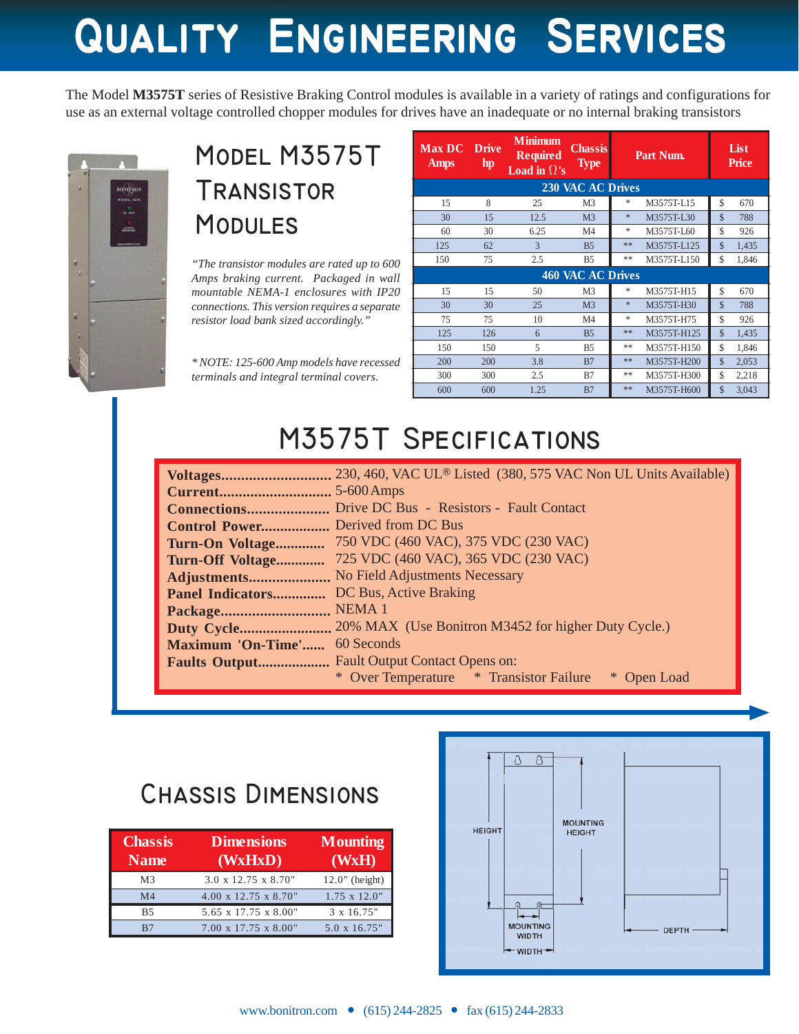# Quality Engineering Services

The Model **M3575T** series of Resistive Braking Control modules is available in a variety of ratings and configurations for use as an external voltage controlled chopper modules for drives have an inadequate or no internal braking transistors

## Model M3575T Transistor Modules

*"The transistor modules are rated up to 600 Amps braking current. Packaged in wall mountable NEMA-1 enclosures with IP20 connections. This version requires a separate resistor load bank sized accordingly."*

*\* NOTE: 125-600 Amp models have recessed terminals and integral terminal covers.*

| Max DC Amps | Drive hp | Minimum Required Load in Ω's | Chassis Type | Part Num. | | List Price |
|---|---|---|---|---|---|---|
| **230 VAC AC Drives** | | | | | | |
| 15 | 8 | 25 | M3 | * | M3575T-L15 | $ 670 |
| 30 | 15 | 12.5 | M3 | * | M3575T-L30 | $ 788 |
| 60 | 30 | 6.25 | M4 | * | M3575T-L60 | $ 926 |
| 125 | 62 | 3 | B5 | ** | M3575T-L125 | $ 1,435 |
| 150 | 75 | 2.5 | B5 | ** | M3575T-L150 | $ 1,846 |
| **460 VAC AC Drives** | | | | | | |
| 15 | 15 | 50 | M3 | * | M3575T-H15 | $ 670 |
| 30 | 30 | 25 | M3 | * | M3575T-H30 | $ 788 |
| 75 | 75 | 10 | M4 | * | M3575T-H75 | $ 926 |
| 125 | 126 | 6 | B5 | ** | M3575T-H125 | $ 1,435 |
| 150 | 150 | 5 | B5 | ** | M3575T-H150 | $ 1,846 |
| 200 | 200 | 3.8 | B7 | ** | M3575T-H200 | $ 2,053 |
| 300 | 300 | 2.5 | B7 | ** | M3575T-H300 | $ 2,218 |
| 600 | 600 | 1.25 | B7 | ** | M3575T-H600 | $ 3,043 |

## M3575T Specifications

- **Voltages**............................ 230, 460, VAC UL® Listed (380, 575 VAC Non UL Units Available)
- **Current**............................ 5-600 Amps
- **Connections**..................... Drive DC Bus - Resistors - Fault Contact
- **Control Power**................. Derived from DC Bus
- **Turn-On Voltage**............ 750 VDC (460 VAC), 375 VDC (230 VAC)
- **Turn-Off Voltage**............ 725 VDC (460 VAC), 365 VDC (230 VAC)
- **Adjustments**..................... No Field Adjustments Necessary
- **Panel Indicators**............. DC Bus, Active Braking
- **Package**............................ NEMA 1
- **Duty Cycle**........................ 20% MAX (Use Bonitron M3452 for higher Duty Cycle.)
- **Maximum 'On-Time'**...... 60 Seconds
- **Faults Output**................... Fault Output Contact Opens on:
  \* Over Temperature   \* Transistor Failure   \* Open Load

## Chassis Dimensions

| Chassis Name | Dimensions (WxHxD) | Mounting (WxH) |
|---|---|---|
| M3 | 3.0 x 12.75 x 8.70" | 12.0" (height) |
| M4 | 4.00 x 12.75 x 8.70" | 1.75 x 12.0" |
| B5 | 5.65 x 17.75 x 8.00" | 3 x 16.75" |
| B7 | 7.00 x 17.75 x 8.00" | 5.0 x 16.75" |

HEIGHT, MOUNTING HEIGHT, MOUNTING WIDTH, WIDTH, DEPTH

www.bonitron.com • (615) 244-2825 • fax (615) 244-2833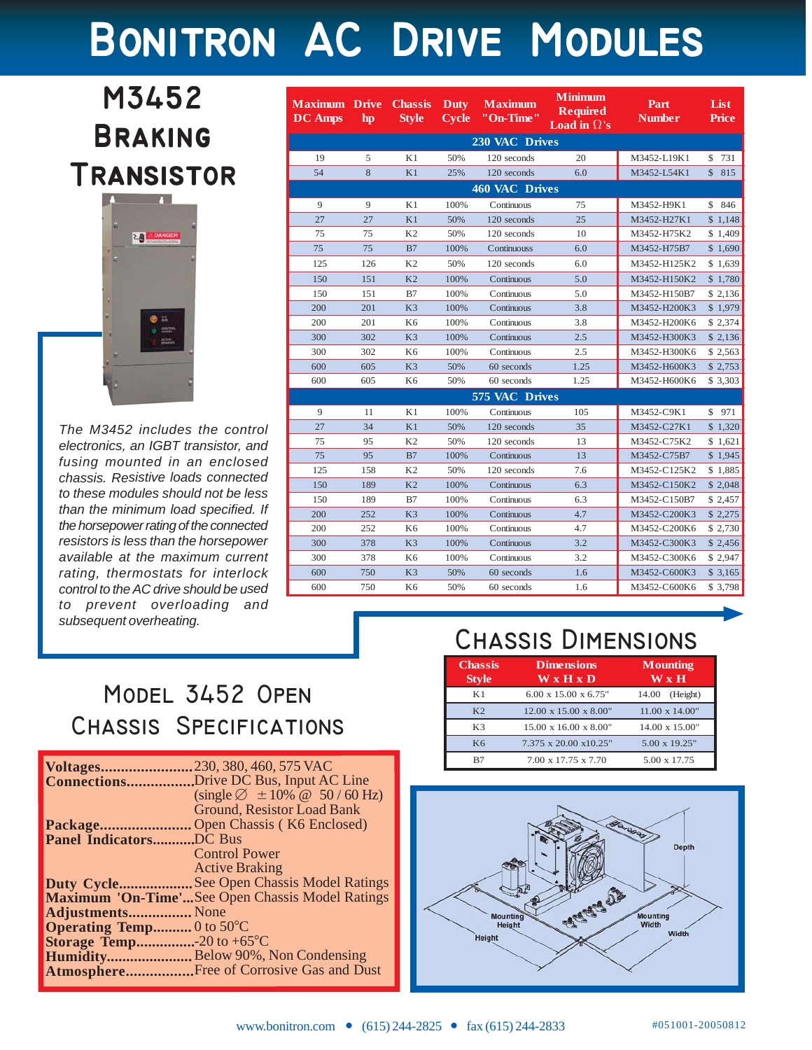# Bonitron AC Drive Modules

## M3452 Braking Transistor

*The M3452 includes the control electronics, an IGBT transistor, and fusing mounted in an enclosed chassis. Resistive loads connected to these modules should not be less than the minimum load specified. If the horsepower rating of the connected resistors is less than the horsepower available at the maximum current rating, thermostats for interlock control to the AC drive should be used to prevent overloading and subsequent overheating.*

| Maximum DC Amps | Drive hp | Chassis Style | Duty Cycle | Maximum "On-Time" | Minimum Required Load in Ω's | Part Number | List Price |
|---|---|---|---|---|---|---|---|
| **230 VAC Drives** | | | | | | | |
| 19 | 5 | K1 | 50% | 120 seconds | 20 | M3452-L19K1 | $ 731 |
| 54 | 8 | K1 | 25% | 120 seconds | 6.0 | M3452-L54K1 | $ 815 |
| **460 VAC Drives** | | | | | | | |
| 9 | 9 | K1 | 100% | Continuous | 75 | M3452-H9K1 | $ 846 |
| 27 | 27 | K1 | 50% | 120 seconds | 25 | M3452-H27K1 | $ 1,148 |
| 75 | 75 | K2 | 50% | 120 seconds | 10 | M3452-H75K2 | $ 1,409 |
| 75 | 75 | B7 | 100% | Continuous | 6.0 | M3452-H75B7 | $ 1,690 |
| 125 | 126 | K2 | 50% | 120 seconds | 6.0 | M3452-H125K2 | $ 1,639 |
| 150 | 151 | K2 | 100% | Continuous | 5.0 | M3452-H150K2 | $ 1,780 |
| 150 | 151 | B7 | 100% | Continuous | 5.0 | M3452-H150B7 | $ 2,136 |
| 200 | 201 | K3 | 100% | Continuous | 3.8 | M3452-H200K3 | $ 1,979 |
| 200 | 201 | K6 | 100% | Continuous | 3.8 | M3452-H200K6 | $ 2,374 |
| 300 | 302 | K3 | 100% | Continuous | 2.5 | M3452-H300K3 | $ 2,136 |
| 300 | 302 | K6 | 100% | Continuous | 2.5 | M3452-H300K6 | $ 2,563 |
| 600 | 605 | K3 | 50% | 60 seconds | 1.25 | M3452-H600K3 | $ 2,753 |
| 600 | 605 | K6 | 50% | 60 seconds | 1.25 | M3452-H600K6 | $ 3,303 |
| **575 VAC Drives** | | | | | | | |
| 9 | 11 | K1 | 100% | Continuous | 105 | M3452-C9K1 | $ 971 |
| 27 | 34 | K1 | 50% | 120 seconds | 35 | M3452-C27K1 | $ 1,320 |
| 75 | 95 | K2 | 50% | 120 seconds | 13 | M3452-C75K2 | $ 1,621 |
| 75 | 95 | B7 | 100% | Continuous | 13 | M3452-C75B7 | $ 1,945 |
| 125 | 158 | K2 | 50% | 120 seconds | 7.6 | M3452-C125K2 | $ 1,885 |
| 150 | 189 | K2 | 100% | Continuous | 6.3 | M3452-C150K2 | $ 2,048 |
| 150 | 189 | B7 | 100% | Continuous | 6.3 | M3452-C150B7 | $ 2,457 |
| 200 | 252 | K3 | 100% | Continuous | 4.7 | M3452-C200K3 | $ 2,275 |
| 200 | 252 | K6 | 100% | Continuous | 4.7 | M3452-C200K6 | $ 2,730 |
| 300 | 378 | K3 | 100% | Continuous | 3.2 | M3452-C300K3 | $ 2,456 |
| 300 | 378 | K6 | 100% | Continuous | 3.2 | M3452-C300K6 | $ 2,947 |
| 600 | 750 | K3 | 50% | 60 seconds | 1.6 | M3452-C600K3 | $ 3,165 |
| 600 | 750 | K6 | 50% | 60 seconds | 1.6 | M3452-C600K6 | $ 3,798 |

## Chassis Dimensions

| Chassis Style | Dimensions W x H x D | Mounting W x H |
|---|---|---|
| K1 | 6.00 x 15.00 x 6.75" | 14.00 (Height) |
| K2 | 12.00 x 15.00 x 8.00" | 11.00 x 14.00" |
| K3 | 15.00 x 16.00 x 8.00" | 14.00 x 15.00" |
| K6 | 7.375 x 20.00 x10.25" | 5.00 x 19.25" |
| B7 | 7.00 x 17.75 x 7.70 | 5.00 x 17.75 |

Depth
Mounting Height
Height
Mounting Width
Width

## Model 3452 Open Chassis Specifications

**Voltages**......................230, 380, 460, 575 VAC
**Connections**................Drive DC Bus, Input AC Line (single ∅ ±10% @ 50 / 60 Hz) Ground, Resistor Load Bank
**Package**......................Open Chassis ( K6 Enclosed)
**Panel Indicators**..........DC Bus
Control Power
Active Braking
**Duty Cycle**..................See Open Chassis Model Ratings
**Maximum 'On-Time'**...See Open Chassis Model Ratings
**Adjustments**................None
**Operating Temp**..........0 to 50°C
**Storage Temp**..............-20 to +65°C
**Humidity**.....................Below 90%, Non Condensing
**Atmosphere**.................Free of Corrosive Gas and Dust

www.bonitron.com • (615) 244-2825 • fax (615) 244-2833

#051001-20050812